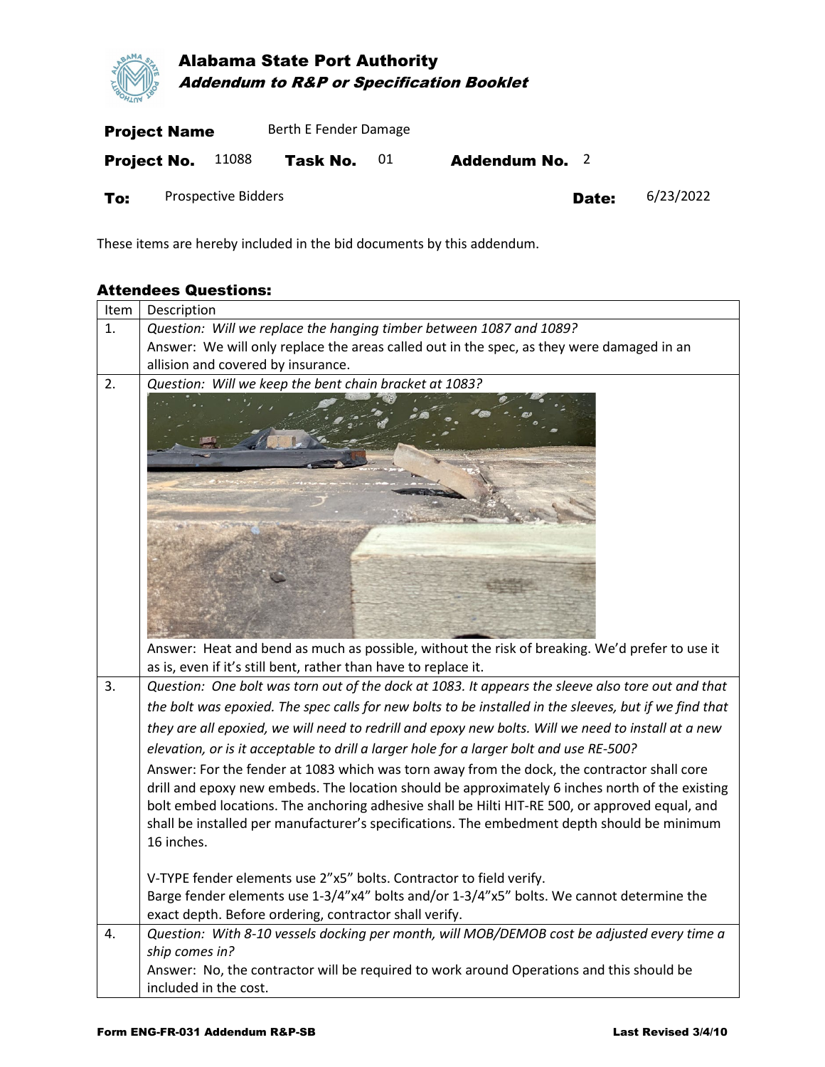# Alabama State Port Authority

## *Addendum to R&P or Specification Booklet*

| **Project Name** | Berth E Fender Damage | | | | |
|---|---|---|---|---|---|
| **Project No.** 11088 | **Task No.** 01 | **Addendum No.** 2 | | | |
| **To:** | Prospective Bidders | | | **Date:** | 6/23/2022 |

These items are hereby included in the bid documents by this addendum.

### Attendees Questions:

| Item | Description |
|---|---|
| 1. | *Question: Will we replace the hanging timber between 1087 and 1089?*<br>Answer: We will only replace the areas called out in the spec, as they were damaged in an allision and covered by insurance. |
| 2. | *Question: Will we keep the bent chain bracket at 1083?*<br>Answer: Heat and bend as much as possible, without the risk of breaking. We'd prefer to use it as is, even if it's still bent, rather than have to replace it. |
| 3. | *Question: One bolt was torn out of the dock at 1083. It appears the sleeve also tore out and that the bolt was epoxied. The spec calls for new bolts to be installed in the sleeves, but if we find that they are all epoxied, we will need to redrill and epoxy new bolts. Will we need to install at a new elevation, or is it acceptable to drill a larger hole for a larger bolt and use RE-500?*<br>Answer: For the fender at 1083 which was torn away from the dock, the contractor shall core drill and epoxy new embeds. The location should be approximately 6 inches north of the existing bolt embed locations. The anchoring adhesive shall be Hilti HIT-RE 500, or approved equal, and shall be installed per manufacturer's specifications. The embedment depth should be minimum 16 inches.<br><br>V-TYPE fender elements use 2"x5" bolts. Contractor to field verify.<br>Barge fender elements use 1-3/4"x4" bolts and/or 1-3/4"x5" bolts. We cannot determine the exact depth. Before ordering, contractor shall verify. |
| 4. | *Question: With 8-10 vessels docking per month, will MOB/DEMOB cost be adjusted every time a ship comes in?*<br>Answer: No, the contractor will be required to work around Operations and this should be included in the cost. |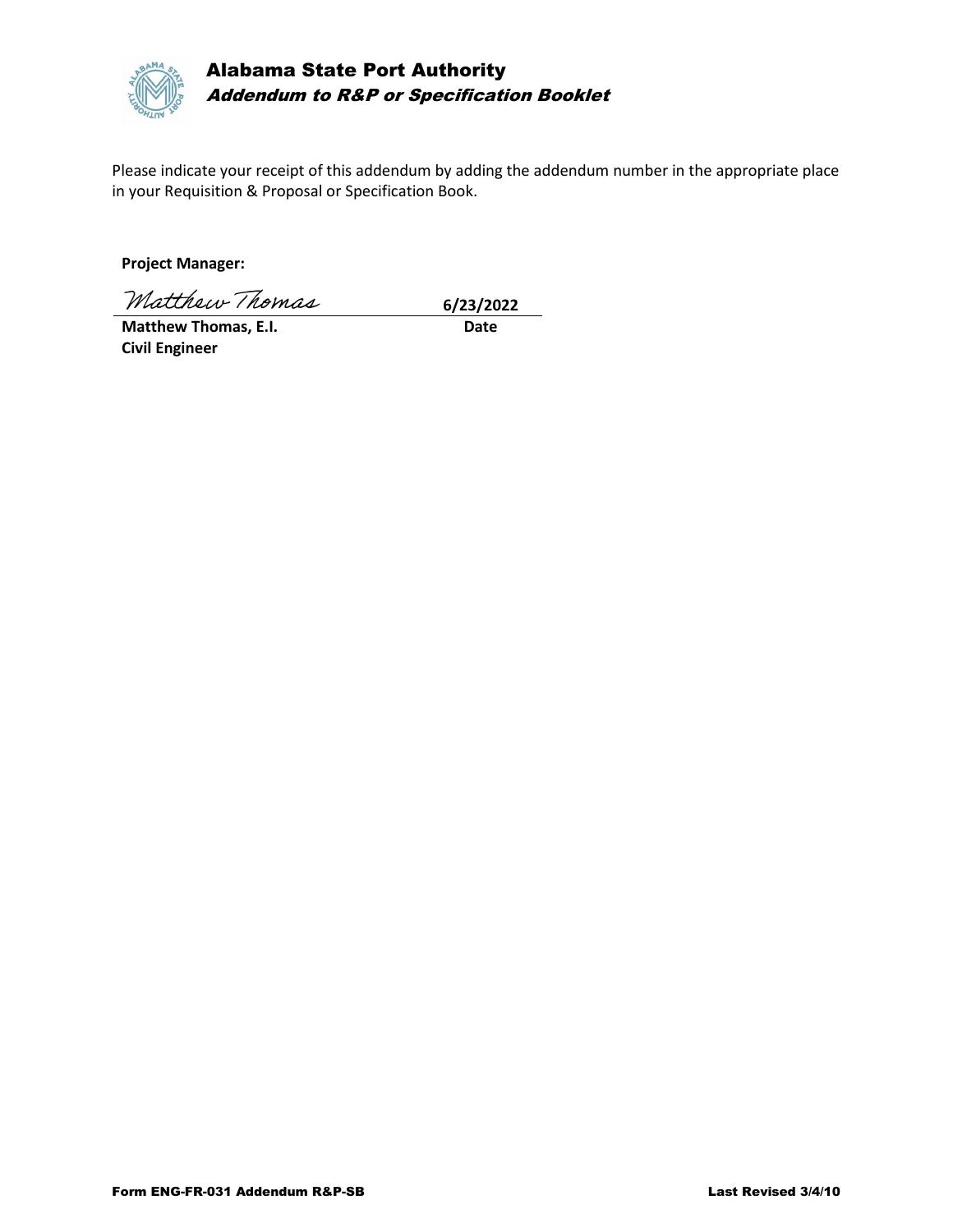# Alabama State Port Authority

## *Addendum to R&P or Specification Booklet*

Please indicate your receipt of this addendum by adding the addendum number in the appropriate place in your Requisition & Proposal or Specification Book.

**Project Manager:**

*Matthew Thomas* **6/23/2022**

**Matthew Thomas, E.I.** **Date**
**Civil Engineer**

**Form ENG-FR-031 Addendum R&P-SB** **Last Revised 3/4/10**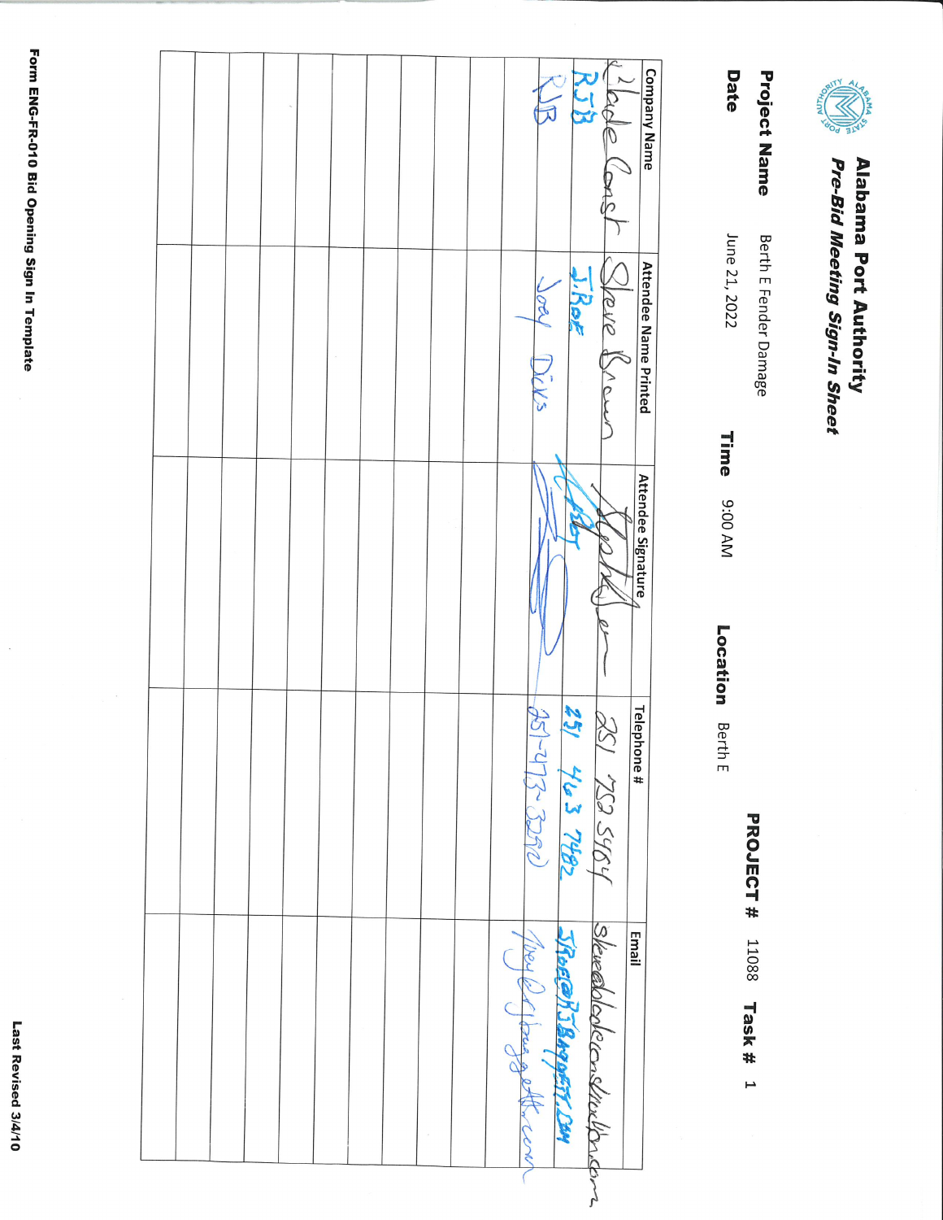# Alabama Port Authority

## *Pre-Bid Meeting Sign-In Sheet*

**Project Name** Berth E Fender Damage

**PROJECT #** 11088 **Task #** 1

**Date** June 21, 2022 **Time** 9:00 AM **Location** Berth E

| Company Name | Attendee Name Printed | Attendee Signature | Telephone # | Email |
|---|---|---|---|---|
| Blade Const | Steve Brown | [signature] | 251 752 5464 | steve@bladeconstruction.com |
| RJB | J.Roe | [signature] | 251 463 7482 | JRoe@RJBproperty.com |
| RJB | Joey Dicks | [signature] | 251-473-3250 | Joey@joeyjjgrath.com |
| | | | | |
| | | | | |
| | | | | |
| | | | | |
| | | | | |
| | | | | |
| | | | | |
| | | | | |
| | | | | |
| | | | | |
| | | | | |

Form ENG-FR-010 Bid Opening Sign In Template

Last Revised 3/4/10